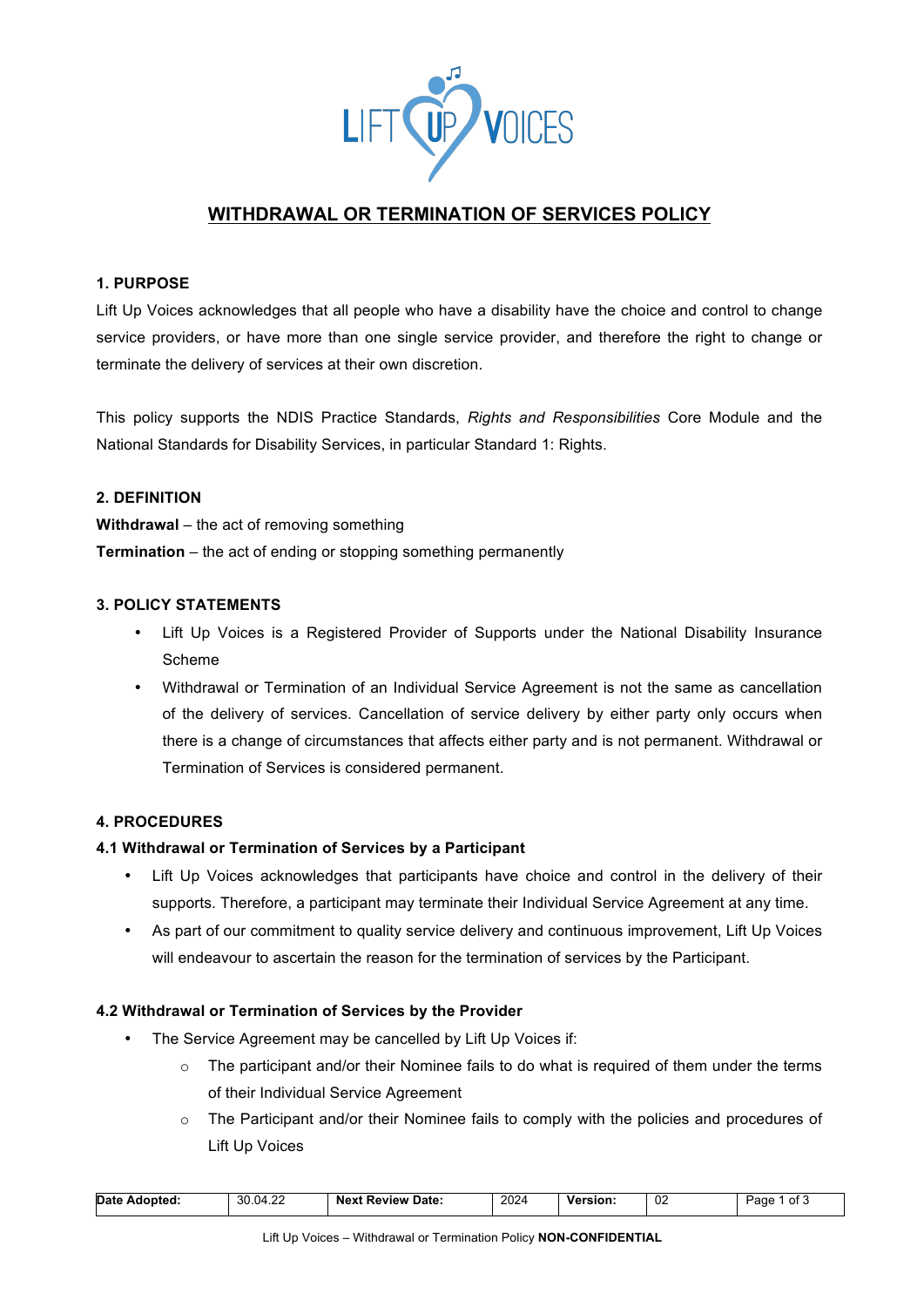# WITHDRAWAL OR TERMINATION OF SERVICES POLICY

## 1. PURPOSE

Lift Up Voices acknowledges that all people who have a disability have the choice and control to change service providers, or have more than one single service provider, and therefore the right to change or terminate the delivery of services at their own discretion.

This policy supports the NDIS Practice Standards, *Rights and Responsibilities* Core Module and the National Standards for Disability Services, in particular Standard 1: Rights.

## 2. DEFINITION

**Withdrawal** – the act of removing something

**Termination** – the act of ending or stopping something permanently

## 3. POLICY STATEMENTS

- Lift Up Voices is a Registered Provider of Supports under the National Disability Insurance Scheme
- Withdrawal or Termination of an Individual Service Agreement is not the same as cancellation of the delivery of services. Cancellation of service delivery by either party only occurs when there is a change of circumstances that affects either party and is not permanent. Withdrawal or Termination of Services is considered permanent.

## 4. PROCEDURES

### 4.1 Withdrawal or Termination of Services by a Participant

- Lift Up Voices acknowledges that participants have choice and control in the delivery of their supports. Therefore, a participant may terminate their Individual Service Agreement at any time.
- As part of our commitment to quality service delivery and continuous improvement, Lift Up Voices will endeavour to ascertain the reason for the termination of services by the Participant.

### 4.2 Withdrawal or Termination of Services by the Provider

- The Service Agreement may be cancelled by Lift Up Voices if:
  - The participant and/or their Nominee fails to do what is required of them under the terms of their Individual Service Agreement
  - The Participant and/or their Nominee fails to comply with the policies and procedures of Lift Up Voices

| Date Adopted: | 30.04.22 | Next Review Date: | 2024 | Version: | 02 |
| --- | --- | --- | --- | --- | --- |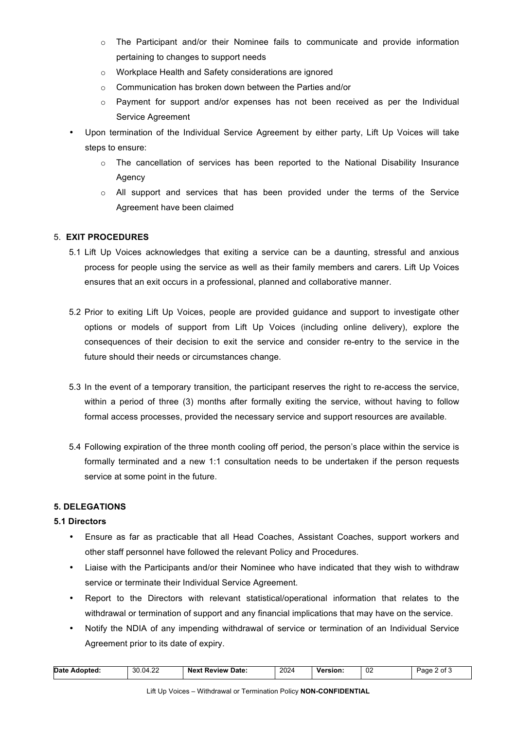- The Participant and/or their Nominee fails to communicate and provide information pertaining to changes to support needs
  - Workplace Health and Safety considerations are ignored
  - Communication has broken down between the Parties and/or
  - Payment for support and/or expenses has not been received as per the Individual Service Agreement
- Upon termination of the Individual Service Agreement by either party, Lift Up Voices will take steps to ensure:
  - The cancellation of services has been reported to the National Disability Insurance Agency
  - All support and services that has been provided under the terms of the Service Agreement have been claimed

## 5. EXIT PROCEDURES

5.1 Lift Up Voices acknowledges that exiting a service can be a daunting, stressful and anxious process for people using the service as well as their family members and carers. Lift Up Voices ensures that an exit occurs in a professional, planned and collaborative manner.

5.2 Prior to exiting Lift Up Voices, people are provided guidance and support to investigate other options or models of support from Lift Up Voices (including online delivery), explore the consequences of their decision to exit the service and consider re-entry to the service in the future should their needs or circumstances change.

5.3 In the event of a temporary transition, the participant reserves the right to re-access the service, within a period of three (3) months after formally exiting the service, without having to follow formal access processes, provided the necessary service and support resources are available.

5.4 Following expiration of the three month cooling off period, the person's place within the service is formally terminated and a new 1:1 consultation needs to be undertaken if the person requests service at some point in the future.

## 5. DELEGATIONS

### 5.1 Directors

- Ensure as far as practicable that all Head Coaches, Assistant Coaches, support workers and other staff personnel have followed the relevant Policy and Procedures.
- Liaise with the Participants and/or their Nominee who have indicated that they wish to withdraw service or terminate their Individual Service Agreement.
- Report to the Directors with relevant statistical/operational information that relates to the withdrawal or termination of support and any financial implications that may have on the service.
- Notify the NDIA of any impending withdrawal of service or termination of an Individual Service Agreement prior to its date of expiry.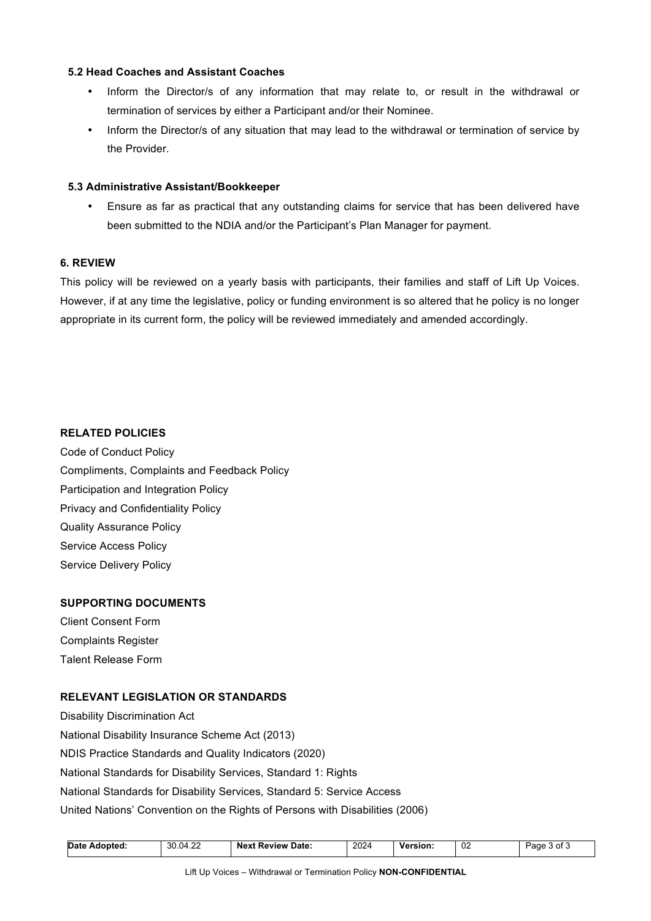**5.2 Head Coaches and Assistant Coaches**

- Inform the Director/s of any information that may relate to, or result in the withdrawal or termination of services by either a Participant and/or their Nominee.
- Inform the Director/s of any situation that may lead to the withdrawal or termination of service by the Provider.

**5.3 Administrative Assistant/Bookkeeper**

- Ensure as far as practical that any outstanding claims for service that has been delivered have been submitted to the NDIA and/or the Participant's Plan Manager for payment.

**6. REVIEW**

This policy will be reviewed on a yearly basis with participants, their families and staff of Lift Up Voices. However, if at any time the legislative, policy or funding environment is so altered that he policy is no longer appropriate in its current form, the policy will be reviewed immediately and amended accordingly.

**RELATED POLICIES**

Code of Conduct Policy
Compliments, Complaints and Feedback Policy
Participation and Integration Policy
Privacy and Confidentiality Policy
Quality Assurance Policy
Service Access Policy
Service Delivery Policy

**SUPPORTING DOCUMENTS**

Client Consent Form
Complaints Register
Talent Release Form

**RELEVANT LEGISLATION OR STANDARDS**

Disability Discrimination Act
National Disability Insurance Scheme Act (2013)
NDIS Practice Standards and Quality Indicators (2020)
National Standards for Disability Services, Standard 1: Rights
National Standards for Disability Services, Standard 5: Service Access
United Nations' Convention on the Rights of Persons with Disabilities (2006)

| | | | | | | |
|---|---|---|---|---|---|---|
| **Date Adopted:** | 30.04.22 | **Next Review Date:** | 2024 | **Version:** | 02 | Page 3 of 3 |